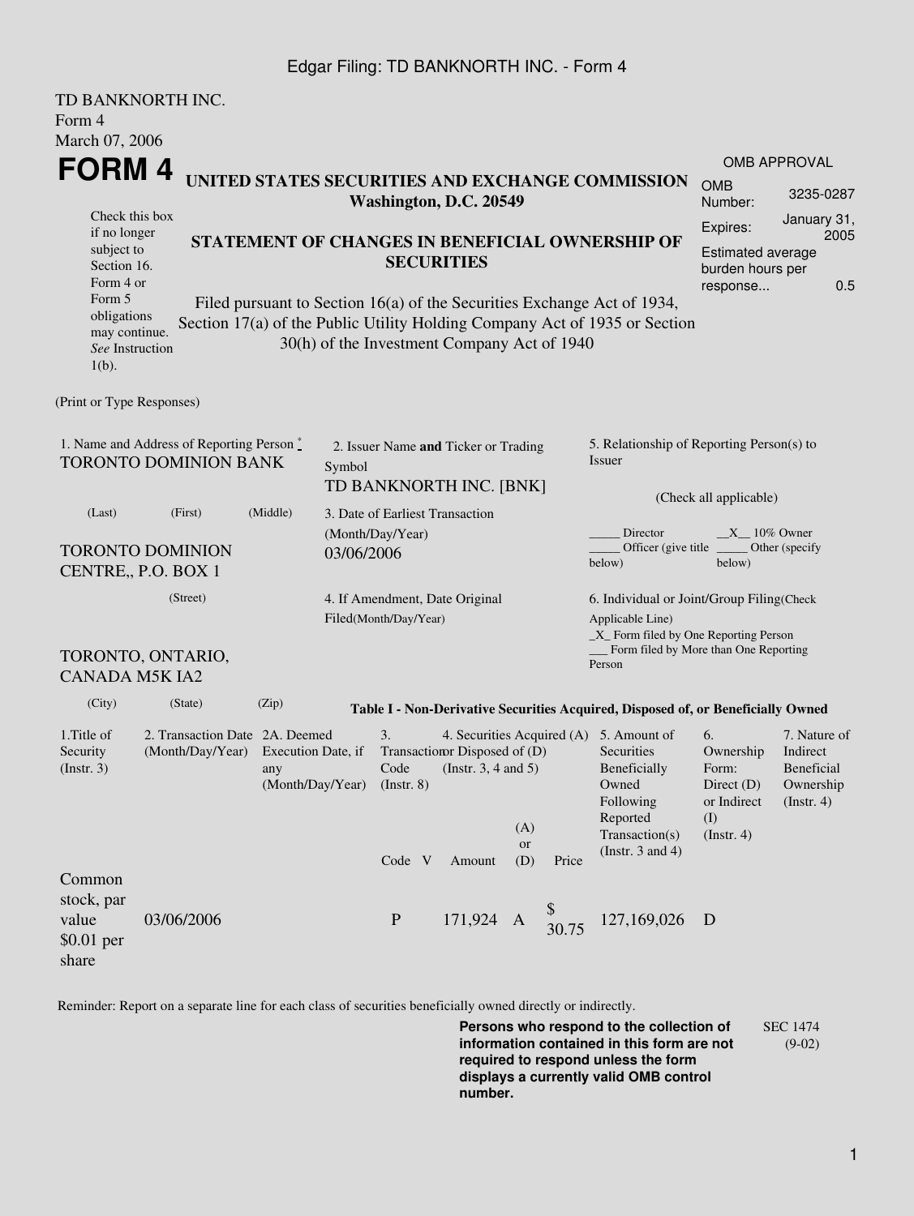TD BANKNORTH INC.
Form 4
March 07, 2006

# FORM 4

**UNITED STATES SECURITIES AND EXCHANGE COMMISSION**
**Washington, D.C. 20549**

Check this box if no longer subject to Section 16. Form 4 or Form 5 obligations may continue. *See* Instruction 1(b).

**STATEMENT OF CHANGES IN BENEFICIAL OWNERSHIP OF SECURITIES**

Filed pursuant to Section 16(a) of the Securities Exchange Act of 1934, Section 17(a) of the Public Utility Holding Company Act of 1935 or Section 30(h) of the Investment Company Act of 1940

| OMB APPROVAL | |
|---|---|
| OMB Number: | 3235-0287 |
| Expires: | January 31, 2005 |
| Estimated average burden hours per response... | 0.5 |

(Print or Type Responses)

1. Name and Address of Reporting Person *
TORONTO DOMINION BANK
(Last) (First) (Middle)
TORONTO DOMINION CENTRE,, P.O. BOX 1
(Street)
TORONTO, ONTARIO, CANADA M5K IA2
(City) (State) (Zip)

2. Issuer Name **and** Ticker or Trading Symbol
TD BANKNORTH INC. [BNK]

3. Date of Earliest Transaction (Month/Day/Year)
03/06/2006

4. If Amendment, Date Original Filed(Month/Day/Year)

5. Relationship of Reporting Person(s) to Issuer
(Check all applicable)
_____ Director __X__ 10% Owner
_____ Officer (give title below) _____ Other (specify below)

6. Individual or Joint/Group Filing(Check Applicable Line)
_X_ Form filed by One Reporting Person
___ Form filed by More than One Reporting Person

**Table I - Non-Derivative Securities Acquired, Disposed of, or Beneficially Owned**

| 1.Title of Security (Instr. 3) | 2. Transaction Date (Month/Day/Year) | 2A. Deemed Execution Date, if any (Month/Day/Year) | 3. Transaction Code (Instr. 8) | | 4. Securities Acquired (A) or Disposed of (D) (Instr. 3, 4 and 5) | | | 5. Amount of Securities Beneficially Owned Following Reported Transaction(s) (Instr. 3 and 4) | 6. Ownership Form: Direct (D) or Indirect (I) (Instr. 4) | 7. Nature of Indirect Beneficial Ownership (Instr. 4) |
|---|---|---|---|---|---|---|---|---|---|---|
| | | | Code | V | Amount | (A) or (D) | Price | | | |
| Common stock, par value $0.01 per share | 03/06/2006 | | P | | 171,924 | A | $ 30.75 | 127,169,026 | D | |

Reminder: Report on a separate line for each class of securities beneficially owned directly or indirectly.

**Persons who respond to the collection of information contained in this form are not required to respond unless the form displays a currently valid OMB control number.**

SEC 1474 (9-02)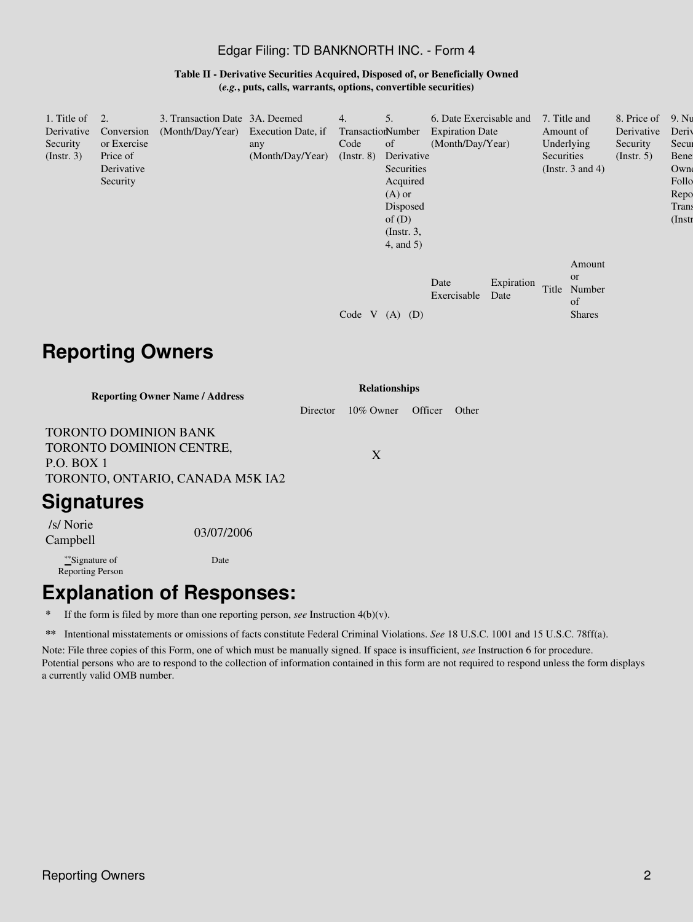**Table II - Derivative Securities Acquired, Disposed of, or Beneficially Owned**
**(*e.g.*, puts, calls, warrants, options, convertible securities)**

| 1. Title of Derivative Security (Instr. 3) | 2. Conversion or Exercise Price of Derivative Security | 3. Transaction Date (Month/Day/Year) | 3A. Deemed Execution Date, if any (Month/Day/Year) | 4. Transaction Code (Instr. 8) | | 5. Number of Derivative Securities Acquired (A) or Disposed of (D) (Instr. 3, 4, and 5) | | 6. Date Exercisable and Expiration Date (Month/Day/Year) | | 7. Title and Amount of Underlying Securities (Instr. 3 and 4) | | 8. Price of Derivative Security (Instr. 5) | 9. Nu Deriv Secur Bene Owne Follo Repo Trans (Instr |
|---|---|---|---|---|---|---|---|---|---|---|---|---|---|
| | | | | Code | V | (A) | (D) | Date Exercisable | Expiration Date | Title | Amount or Number of Shares | | |

## Reporting Owners

| Reporting Owner Name / Address | Relationships | | | |
|---|---|---|---|---|
| | Director | 10% Owner | Officer | Other |
| TORONTO DOMINION BANK<br>TORONTO DOMINION CENTRE,<br>P.O. BOX 1<br>TORONTO, ONTARIO, CANADA M5K IA2 | | X | | |

## Signatures

| /s/ Norie Campbell | 03/07/2006 |
|---|---|
| **Signature of Reporting Person | Date |

## Explanation of Responses:

\* If the form is filed by more than one reporting person, *see* Instruction 4(b)(v).

\*\* Intentional misstatements or omissions of facts constitute Federal Criminal Violations. *See* 18 U.S.C. 1001 and 15 U.S.C. 78ff(a).

Note: File three copies of this Form, one of which must be manually signed. If space is insufficient, *see* Instruction 6 for procedure.
Potential persons who are to respond to the collection of information contained in this form are not required to respond unless the form displays a currently valid OMB number.